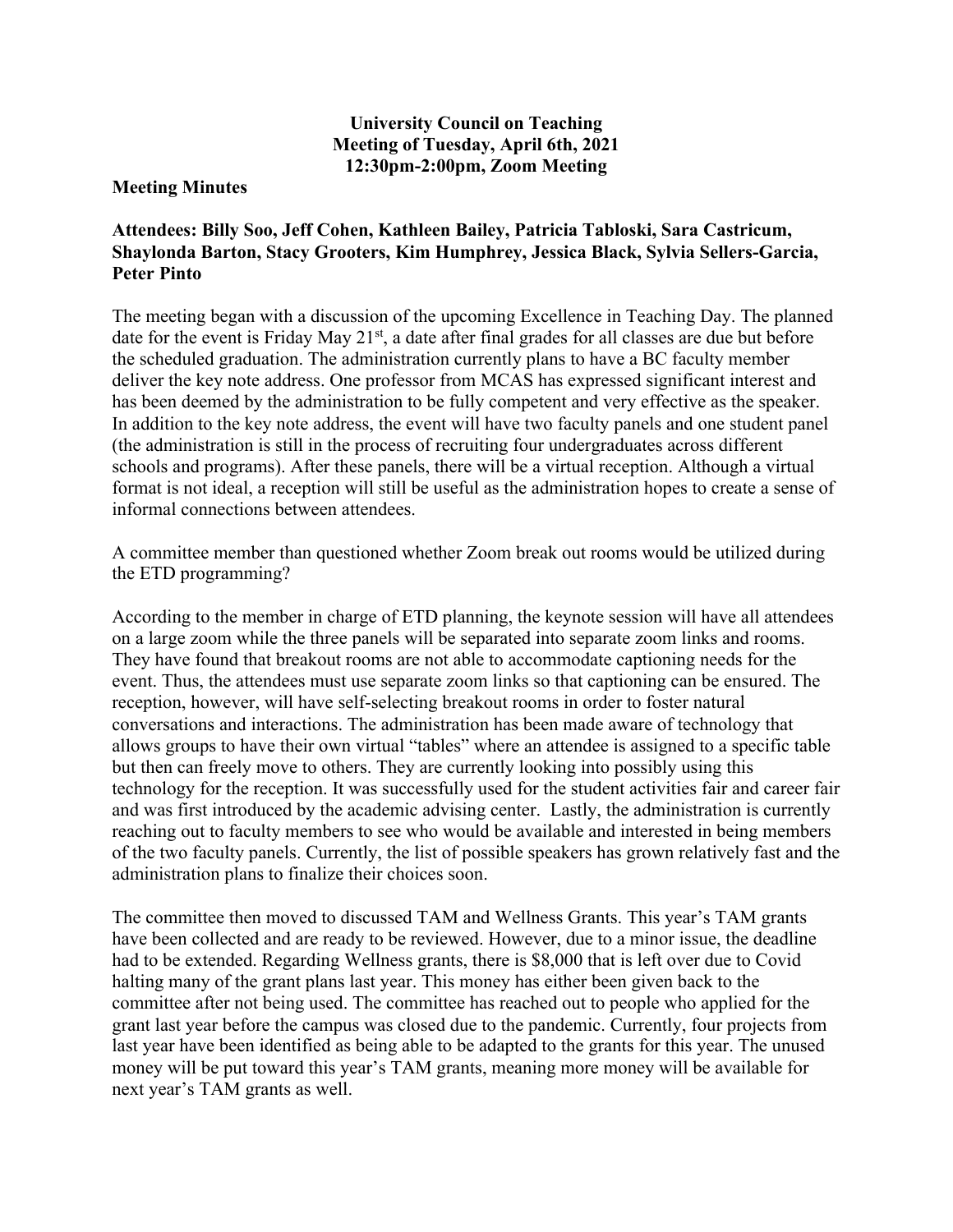**University Council on Teaching**
**Meeting of Tuesday, April 6th, 2021**
**12:30pm-2:00pm, Zoom Meeting**

**Meeting Minutes**

**Attendees: Billy Soo, Jeff Cohen, Kathleen Bailey, Patricia Tabloski, Sara Castricum, Shaylonda Barton, Stacy Grooters, Kim Humphrey, Jessica Black, Sylvia Sellers-Garcia, Peter Pinto**

The meeting began with a discussion of the upcoming Excellence in Teaching Day. The planned date for the event is Friday May 21st, a date after final grades for all classes are due but before the scheduled graduation. The administration currently plans to have a BC faculty member deliver the key note address. One professor from MCAS has expressed significant interest and has been deemed by the administration to be fully competent and very effective as the speaker. In addition to the key note address, the event will have two faculty panels and one student panel (the administration is still in the process of recruiting four undergraduates across different schools and programs). After these panels, there will be a virtual reception. Although a virtual format is not ideal, a reception will still be useful as the administration hopes to create a sense of informal connections between attendees.

A committee member than questioned whether Zoom break out rooms would be utilized during the ETD programming?

According to the member in charge of ETD planning, the keynote session will have all attendees on a large zoom while the three panels will be separated into separate zoom links and rooms. They have found that breakout rooms are not able to accommodate captioning needs for the event. Thus, the attendees must use separate zoom links so that captioning can be ensured. The reception, however, will have self-selecting breakout rooms in order to foster natural conversations and interactions. The administration has been made aware of technology that allows groups to have their own virtual "tables" where an attendee is assigned to a specific table but then can freely move to others. They are currently looking into possibly using this technology for the reception. It was successfully used for the student activities fair and career fair and was first introduced by the academic advising center. Lastly, the administration is currently reaching out to faculty members to see who would be available and interested in being members of the two faculty panels. Currently, the list of possible speakers has grown relatively fast and the administration plans to finalize their choices soon.

The committee then moved to discussed TAM and Wellness Grants. This year's TAM grants have been collected and are ready to be reviewed. However, due to a minor issue, the deadline had to be extended. Regarding Wellness grants, there is $8,000 that is left over due to Covid halting many of the grant plans last year. This money has either been given back to the committee after not being used. The committee has reached out to people who applied for the grant last year before the campus was closed due to the pandemic. Currently, four projects from last year have been identified as being able to be adapted to the grants for this year. The unused money will be put toward this year's TAM grants, meaning more money will be available for next year's TAM grants as well.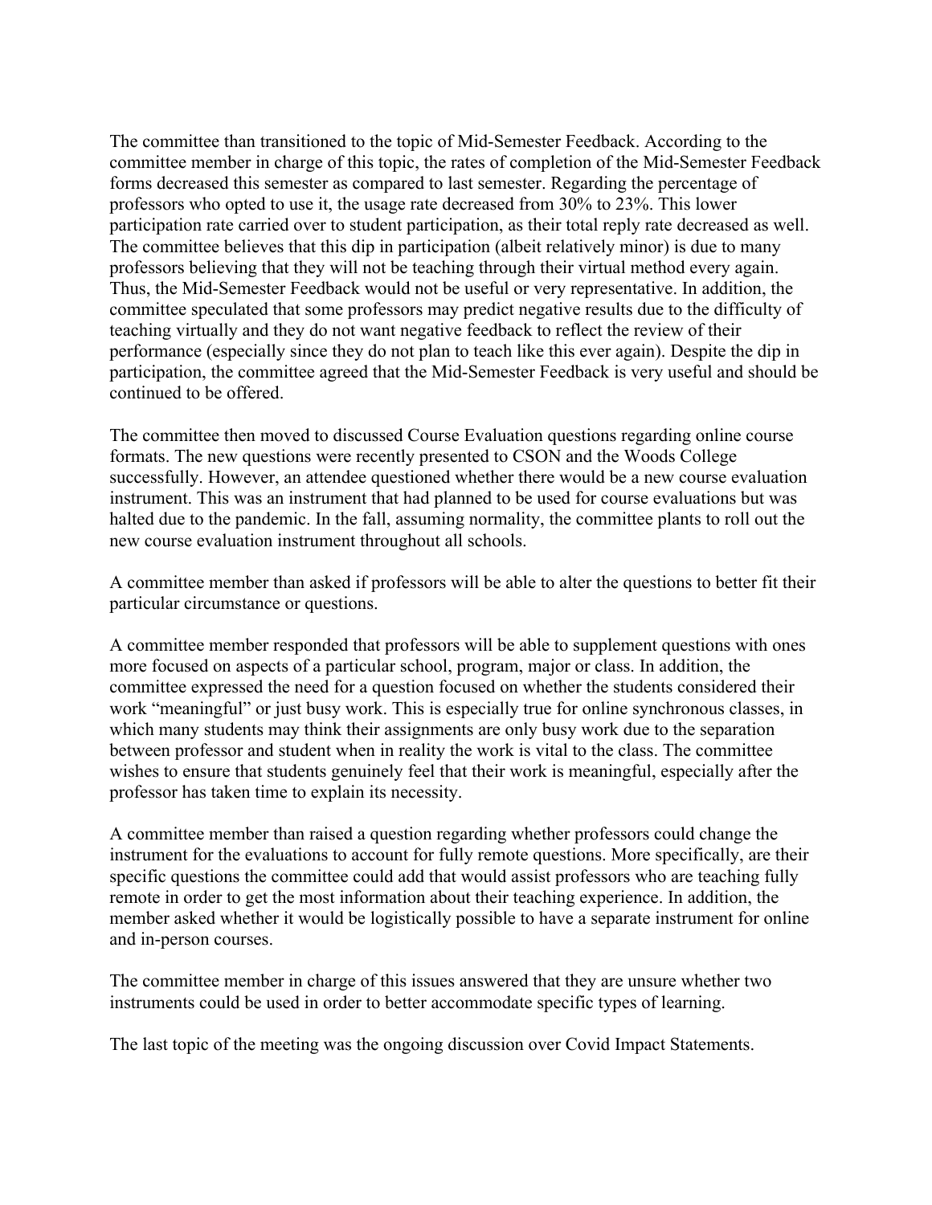The committee than transitioned to the topic of Mid-Semester Feedback. According to the committee member in charge of this topic, the rates of completion of the Mid-Semester Feedback forms decreased this semester as compared to last semester. Regarding the percentage of professors who opted to use it, the usage rate decreased from 30% to 23%. This lower participation rate carried over to student participation, as their total reply rate decreased as well. The committee believes that this dip in participation (albeit relatively minor) is due to many professors believing that they will not be teaching through their virtual method every again. Thus, the Mid-Semester Feedback would not be useful or very representative. In addition, the committee speculated that some professors may predict negative results due to the difficulty of teaching virtually and they do not want negative feedback to reflect the review of their performance (especially since they do not plan to teach like this ever again). Despite the dip in participation, the committee agreed that the Mid-Semester Feedback is very useful and should be continued to be offered.

The committee then moved to discussed Course Evaluation questions regarding online course formats. The new questions were recently presented to CSON and the Woods College successfully. However, an attendee questioned whether there would be a new course evaluation instrument. This was an instrument that had planned to be used for course evaluations but was halted due to the pandemic. In the fall, assuming normality, the committee plants to roll out the new course evaluation instrument throughout all schools.

A committee member than asked if professors will be able to alter the questions to better fit their particular circumstance or questions.

A committee member responded that professors will be able to supplement questions with ones more focused on aspects of a particular school, program, major or class. In addition, the committee expressed the need for a question focused on whether the students considered their work "meaningful" or just busy work. This is especially true for online synchronous classes, in which many students may think their assignments are only busy work due to the separation between professor and student when in reality the work is vital to the class. The committee wishes to ensure that students genuinely feel that their work is meaningful, especially after the professor has taken time to explain its necessity.

A committee member than raised a question regarding whether professors could change the instrument for the evaluations to account for fully remote questions. More specifically, are their specific questions the committee could add that would assist professors who are teaching fully remote in order to get the most information about their teaching experience. In addition, the member asked whether it would be logistically possible to have a separate instrument for online and in-person courses.

The committee member in charge of this issues answered that they are unsure whether two instruments could be used in order to better accommodate specific types of learning.

The last topic of the meeting was the ongoing discussion over Covid Impact Statements.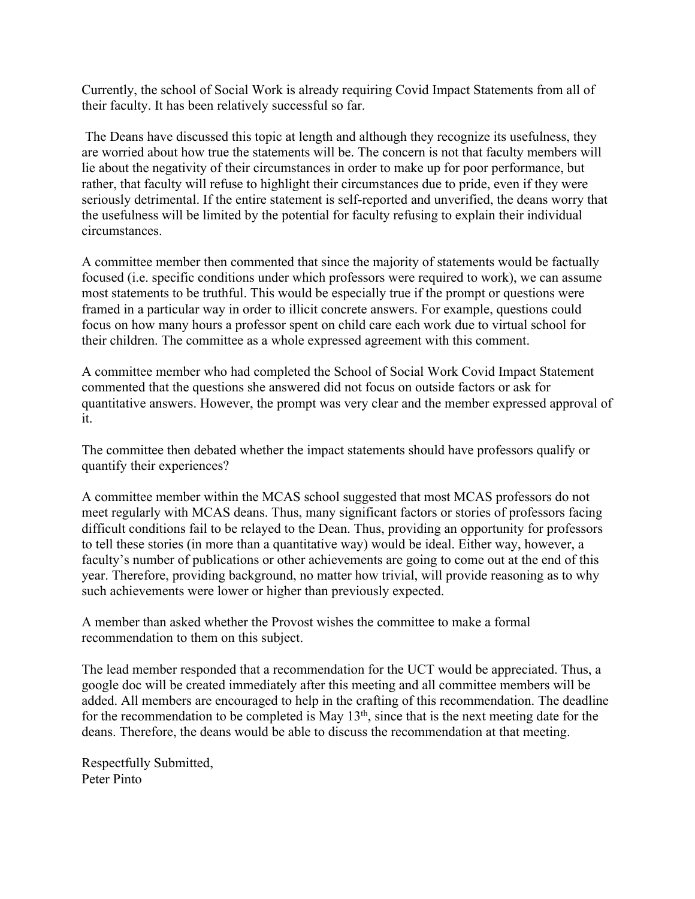Currently, the school of Social Work is already requiring Covid Impact Statements from all of their faculty. It has been relatively successful so far.

The Deans have discussed this topic at length and although they recognize its usefulness, they are worried about how true the statements will be. The concern is not that faculty members will lie about the negativity of their circumstances in order to make up for poor performance, but rather, that faculty will refuse to highlight their circumstances due to pride, even if they were seriously detrimental. If the entire statement is self-reported and unverified, the deans worry that the usefulness will be limited by the potential for faculty refusing to explain their individual circumstances.

A committee member then commented that since the majority of statements would be factually focused (i.e. specific conditions under which professors were required to work), we can assume most statements to be truthful. This would be especially true if the prompt or questions were framed in a particular way in order to illicit concrete answers. For example, questions could focus on how many hours a professor spent on child care each work due to virtual school for their children. The committee as a whole expressed agreement with this comment.

A committee member who had completed the School of Social Work Covid Impact Statement commented that the questions she answered did not focus on outside factors or ask for quantitative answers. However, the prompt was very clear and the member expressed approval of it.

The committee then debated whether the impact statements should have professors qualify or quantify their experiences?

A committee member within the MCAS school suggested that most MCAS professors do not meet regularly with MCAS deans. Thus, many significant factors or stories of professors facing difficult conditions fail to be relayed to the Dean. Thus, providing an opportunity for professors to tell these stories (in more than a quantitative way) would be ideal. Either way, however, a faculty's number of publications or other achievements are going to come out at the end of this year. Therefore, providing background, no matter how trivial, will provide reasoning as to why such achievements were lower or higher than previously expected.

A member than asked whether the Provost wishes the committee to make a formal recommendation to them on this subject.

The lead member responded that a recommendation for the UCT would be appreciated. Thus, a google doc will be created immediately after this meeting and all committee members will be added. All members are encouraged to help in the crafting of this recommendation. The deadline for the recommendation to be completed is May 13th, since that is the next meeting date for the deans. Therefore, the deans would be able to discuss the recommendation at that meeting.

Respectfully Submitted,
Peter Pinto